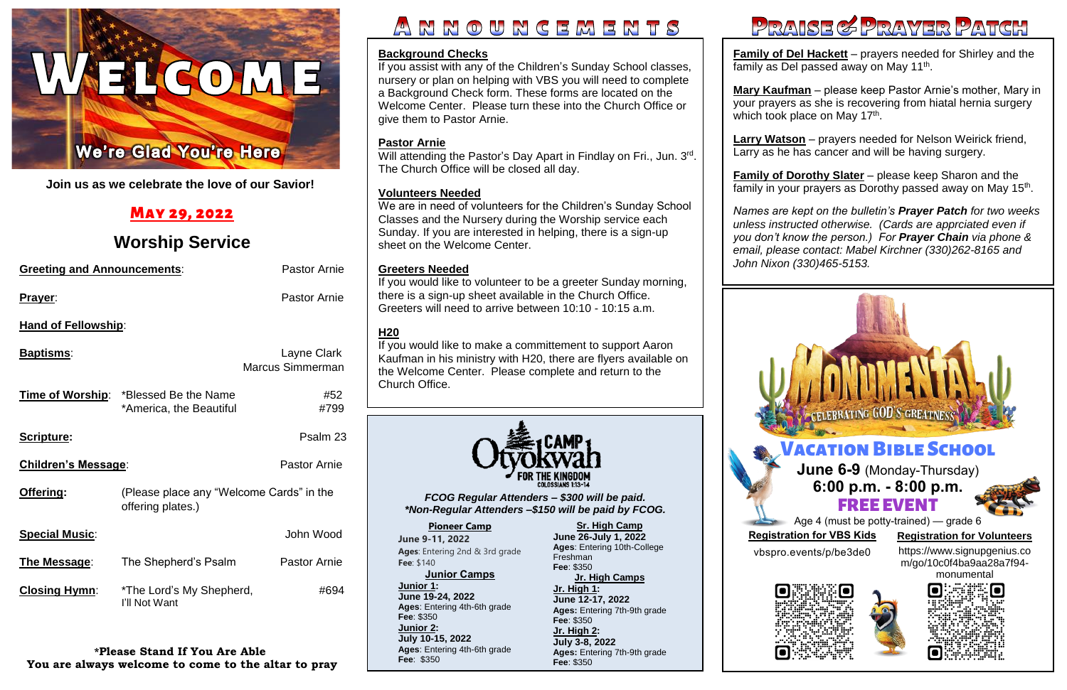# WELCOME

**We're Glad You're Here**

**Join us as we celebrate the love of our Savior!**

## May 29, 2022

## Worship Service

**Greeting and Announcements**: Pastor Arnie

**Prayer**: Pastor Arnie

**Hand of Fellowship**:

**Baptisms**: Layne Clark, Marcus Simmerman

**Time of Worship**: *Blessed Be the Name #52
*America, the Beautiful #799

**Scripture:** Psalm 23

**Children's Message**: Pastor Arnie

**Offering:** (Please place any "Welcome Cards" in the offering plates.)

**Special Music**: John Wood

**The Message**: The Shepherd's Psalm — Pastor Arnie

**Closing Hymn**: *The Lord's My Shepherd, I'll Not Want #694

**\*Please Stand If You Are Able**
**You are always welcome to come to the altar to pray**

# ANNOUNCEMENTS

**Background Checks**
If you assist with any of the Children's Sunday School classes, nursery or plan on helping with VBS you will need to complete a Background Check form. These forms are located on the Welcome Center. Please turn these into the Church Office or give them to Pastor Arnie.

**Pastor Arnie**
Will attending the Pastor's Day Apart in Findlay on Fri., Jun. 3rd. The Church Office will be closed all day.

**Volunteers Needed**
We are in need of volunteers for the Children's Sunday School Classes and the Nursery during the Worship service each Sunday. If you are interested in helping, there is a sign-up sheet on the Welcome Center.

**Greeters Needed**
If you would like to volunteer to be a greeter Sunday morning, there is a sign-up sheet available in the Church Office. Greeters will need to arrive between 10:10 - 10:15 a.m.

**H20**
If you would like to make a committement to support Aaron Kaufman in his ministry with H20, there are flyers available on the Welcome Center. Please complete and return to the Church Office.

**Camp Otyokwah — For the Kingdom** (Colossians 1:13-14)

***FCOG Regular Attenders – $300 will be paid.***
***\*Non-Regular Attenders –$150 will be paid by FCOG.***

**Pioneer Camp**
June 9-11, 2022
Ages: Entering 2nd & 3rd grade
Fee: $140

**Junior Camps**
**Junior 1:**
June 19-24, 2022
Ages: Entering 4th-6th grade
Fee: $350

**Junior 2:**
July 10-15, 2022
Ages: Entering 4th-6th grade
Fee: $350

**Sr. High Camp**
June 26-July 1, 2022
Ages: Entering 10th-College Freshman
Fee: $350

**Jr. High Camps**
**Jr. High 1:**
June 12-17, 2022
Ages: Entering 7th-9th grade
Fee: $350

**Jr. High 2:**
July 3-8, 2022
Ages: Entering 7th-9th grade
Fee: $350

# PRAISE & PRAYER PATCH

**Family of Del Hackett** – prayers needed for Shirley and the family as Del passed away on May 11th.

**Mary Kaufman** – please keep Pastor Arnie's mother, Mary in your prayers as she is recovering from hiatal hernia surgery which took place on May 17th.

**Larry Watson** – prayers needed for Nelson Weirick friend, Larry as he has cancer and will be having surgery.

**Family of Dorothy Slater** – please keep Sharon and the family in your prayers as Dorothy passed away on May 15th.

*Names are kept on the bulletin's **Prayer Patch** for two weeks unless instructed otherwise. (Cards are apprciated even if you don't know the person.) For **Prayer Chain** via phone & email, please contact: Mabel Kirchner (330)262-8165 and John Nixon (330)465-5153.*

**MONUMENTAL** — Celebrating God's Greatness

## Vacation Bible School

**June 6-9** (Monday-Thursday)
**6:00 p.m. - 8:00 p.m.**
**FREE EVENT**
Age 4 (must be potty-trained) — grade 6

**Registration for VBS Kids**
vbspro.events/p/be3de0

**Registration for Volunteers**
https://www.signupgenius.com/go/10c0f4ba9aa28a7f94-monumental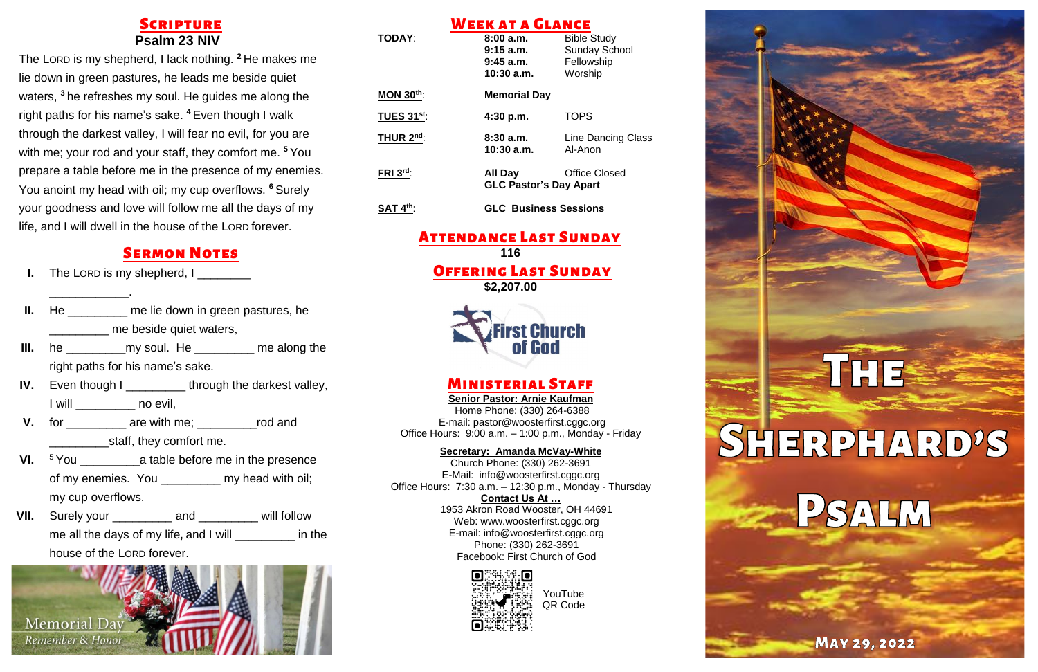## Scripture

### Psalm 23 NIV

The LORD is my shepherd, I lack nothing. [2] He makes me lie down in green pastures, he leads me beside quiet waters, [3] he refreshes my soul. He guides me along the right paths for his name's sake. [4] Even though I walk through the darkest valley, I will fear no evil, for you are with me; your rod and your staff, they comfort me. [5] You prepare a table before me in the presence of my enemies. You anoint my head with oil; my cup overflows. [6] Surely your goodness and love will follow me all the days of my life, and I will dwell in the house of the LORD forever.

## Sermon Notes

I. The LORD is my shepherd, I ________ ____________.

II. He _________ me lie down in green pastures, he _________ me beside quiet waters,

III. he _________my soul. He _________ me along the right paths for his name's sake.

IV. Even though I _________ through the darkest valley, I will _________ no evil,

V. for _________ are with me; _________rod and _________staff, they comfort me.

VI. [5] You _________a table before me in the presence of my enemies. You _________ my head with oil; my cup overflows.

VII. Surely your _________ and _________ will follow me all the days of my life, and I will _________ in the house of the LORD forever.

Memorial Day
Remember & Honor

## Week at a Glance

| | | |
|---|---|---|
| **TODAY**: | **8:00 a.m.** | Bible Study |
| | **9:15 a.m.** | Sunday School |
| | **9:45 a.m.** | Fellowship |
| | **10:30 a.m.** | Worship |
| **MON 30th**: | **Memorial Day** | |
| **TUES 31st**: | **4:30 p.m.** | TOPS |
| **THUR 2nd**: | **8:30 a.m.** | Line Dancing Class |
| | **10:30 a.m.** | Al-Anon |
| **FRI 3rd**: | **All Day** | Office Closed |
| | **GLC Pastor's Day Apart** | |
| **SAT 4th**: | **GLC Business Sessions** | |

## Attendance Last Sunday

**116**

## Offering Last Sunday

**$2,207.00**

First Church of God

## Ministerial Staff

**Senior Pastor: Arnie Kaufman**
Home Phone: (330) 264-6388
E-mail: pastor@woosterfirst.cggc.org
Office Hours: 9:00 a.m. – 1:00 p.m., Monday - Friday

**Secretary: Amanda McVay-White**
Church Phone: (330) 262-3691
E-Mail: info@woosterfirst.cggc.org
Office Hours: 7:30 a.m. – 12:30 p.m., Monday - Thursday

**Contact Us At …**
1953 Akron Road Wooster, OH 44691
Web: www.woosterfirst.cggc.org
E-mail: info@woosterfirst.cggc.org
Phone: (330) 262-3691
Facebook: First Church of God

YouTube QR Code

# The Sherphard's Psalm

May 29, 2022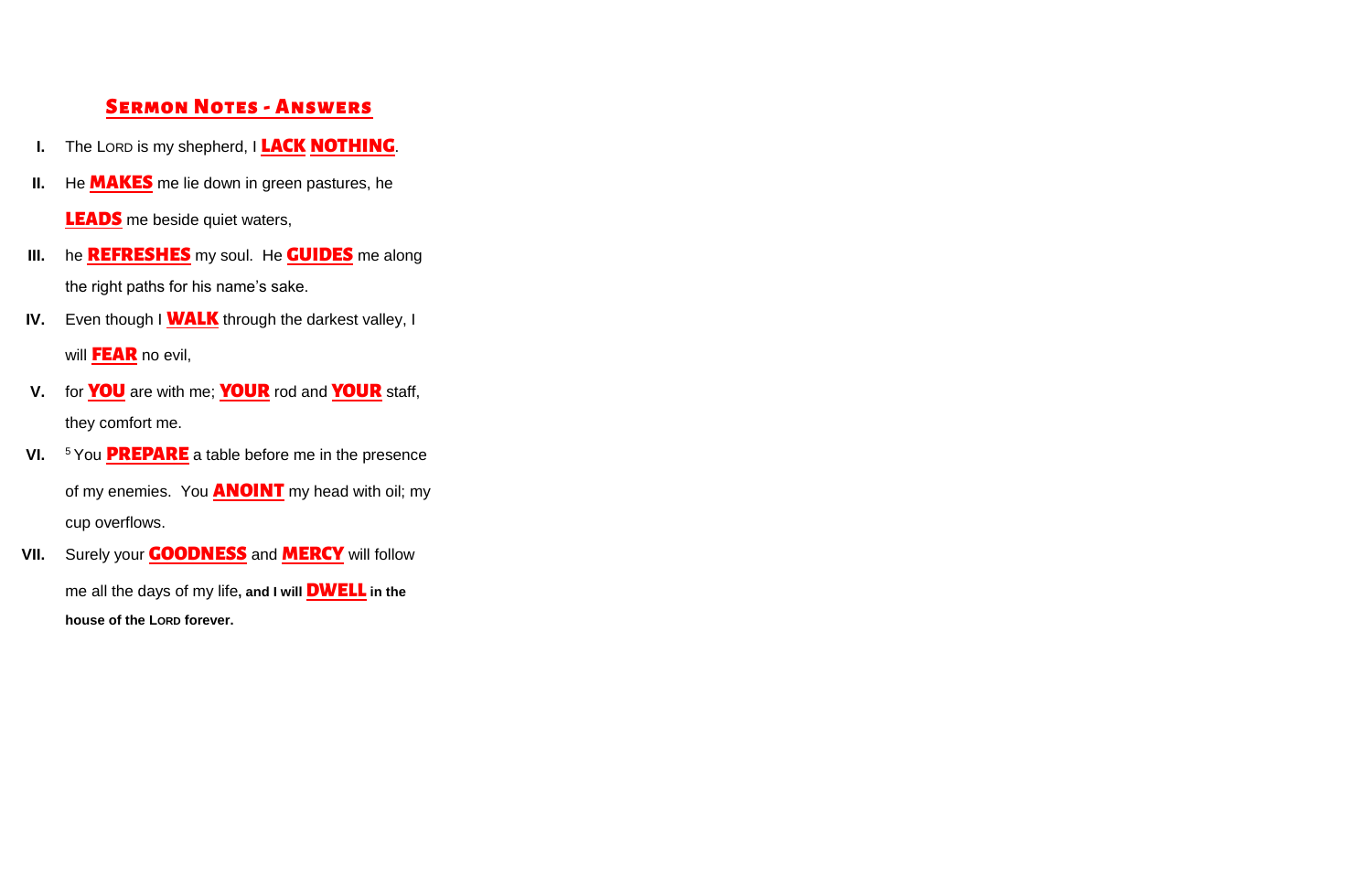## Sermon Notes - Answers

I. The LORD is my shepherd, I **LACK NOTHING**.

II. He **MAKES** me lie down in green pastures, he **LEADS** me beside quiet waters,

III. he **REFRESHES** my soul. He **GUIDES** me along the right paths for his name's sake.

IV. Even though I **WALK** through the darkest valley, I will **FEAR** no evil,

V. for **YOU** are with me; **YOUR** rod and **YOUR** staff, they comfort me.

VI. [5] You **PREPARE** a table before me in the presence of my enemies. You **ANOINT** my head with oil; my cup overflows.

VII. Surely your **GOODNESS** and **MERCY** will follow me all the days of my life**, and I will** **DWELL** **in the house of the LORD forever.**